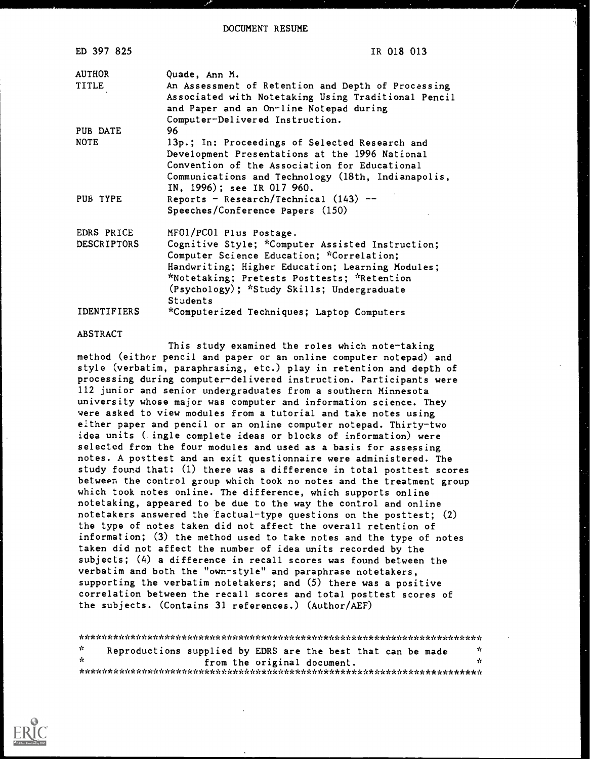DOCUMENT RESUME

| | |
|---|---|
| ED 397 825 | IR 018 013 |
| AUTHOR | Quade, Ann M. |
| TITLE | An Assessment of Retention and Depth of Processing Associated with Notetaking Using Traditional Pencil and Paper and an On-line Notepad during Computer-Delivered Instruction. |
| PUB DATE | 96 |
| NOTE | 13p.; In: Proceedings of Selected Research and Development Presentations at the 1996 National Convention of the Association for Educational Communications and Technology (18th, Indianapolis, IN, 1996); see IR 017 960. |
| PUB TYPE | Reports - Research/Technical (143) -- Speeches/Conference Papers (150) |
| EDRS PRICE | MF01/PC01 Plus Postage. |
| DESCRIPTORS | Cognitive Style; *Computer Assisted Instruction; Computer Science Education; *Correlation; Handwriting; Higher Education; Learning Modules; *Notetaking; Pretests Posttests; *Retention (Psychology); *Study Skills; Undergraduate Students |
| IDENTIFIERS | *Computerized Techniques; Laptop Computers |

ABSTRACT

This study examined the roles which note-taking method (either pencil and paper or an online computer notepad) and style (verbatim, paraphrasing, etc.) play in retention and depth of processing during computer-delivered instruction. Participants were 112 junior and senior undergraduates from a southern Minnesota university whose major was computer and information science. They were asked to view modules from a tutorial and take notes using either paper and pencil or an online computer notepad. Thirty-two idea units (single complete ideas or blocks of information) were selected from the four modules and used as a basis for assessing notes. A posttest and an exit questionnaire were administered. The study found that: (1) there was a difference in total posttest scores between the control group which took no notes and the treatment group which took notes online. The difference, which supports online notetaking, appeared to be due to the way the control and online notetakers answered the factual-type questions on the posttest; (2) the type of notes taken did not affect the overall retention of information; (3) the method used to take notes and the type of notes taken did not affect the number of idea units recorded by the subjects; (4) a difference in recall scores was found between the verbatim and both the "own-style" and paraphrase notetakers, supporting the verbatim notetakers; and (5) there was a positive correlation between the recall scores and total posttest scores of the subjects. (Contains 31 references.) (Author/AEF)

***********************************************************************
* Reproductions supplied by EDRS are the best that can be made *
* from the original document. *
***********************************************************************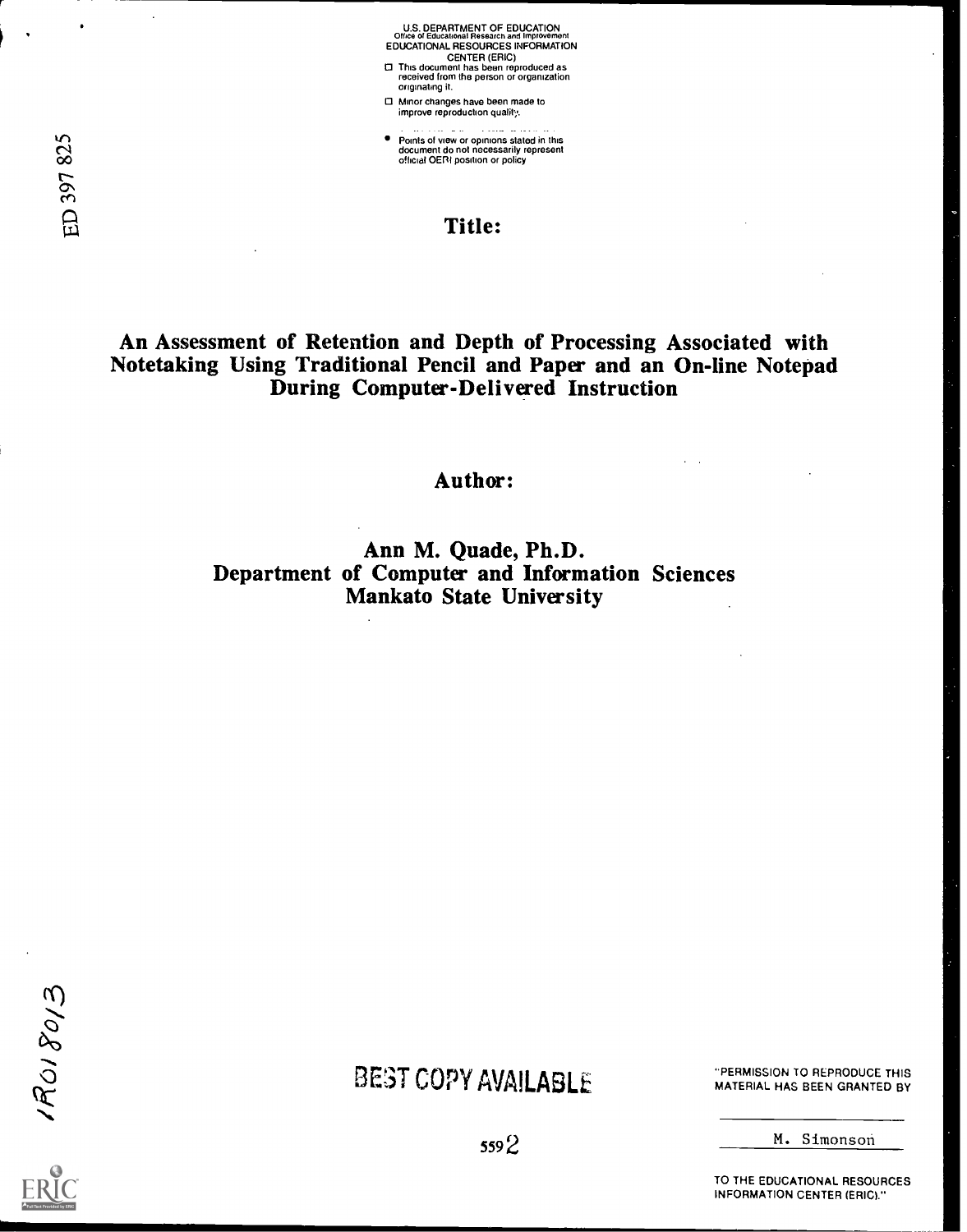U.S. DEPARTMENT OF EDUCATION
Office of Educational Research and Improvement
EDUCATIONAL RESOURCES INFORMATION CENTER (ERIC)

- This document has been reproduced as received from the person or organization originating it.
- Minor changes have been made to improve reproduction quality.
- Points of view or opinions stated in this document do not necessarily represent official OERI position or policy

ED 397 825

## Title:

# An Assessment of Retention and Depth of Processing Associated with Notetaking Using Traditional Pencil and Paper and an On-line Notepad During Computer-Delivered Instruction

## Author:

**Ann M. Quade, Ph.D.**
**Department of Computer and Information Sciences**
**Mankato State University**

IR018013

BEST COPY AVAILABLE

"PERMISSION TO REPRODUCE THIS MATERIAL HAS BEEN GRANTED BY

M. Simonson

TO THE EDUCATIONAL RESOURCES INFORMATION CENTER (ERIC)."

559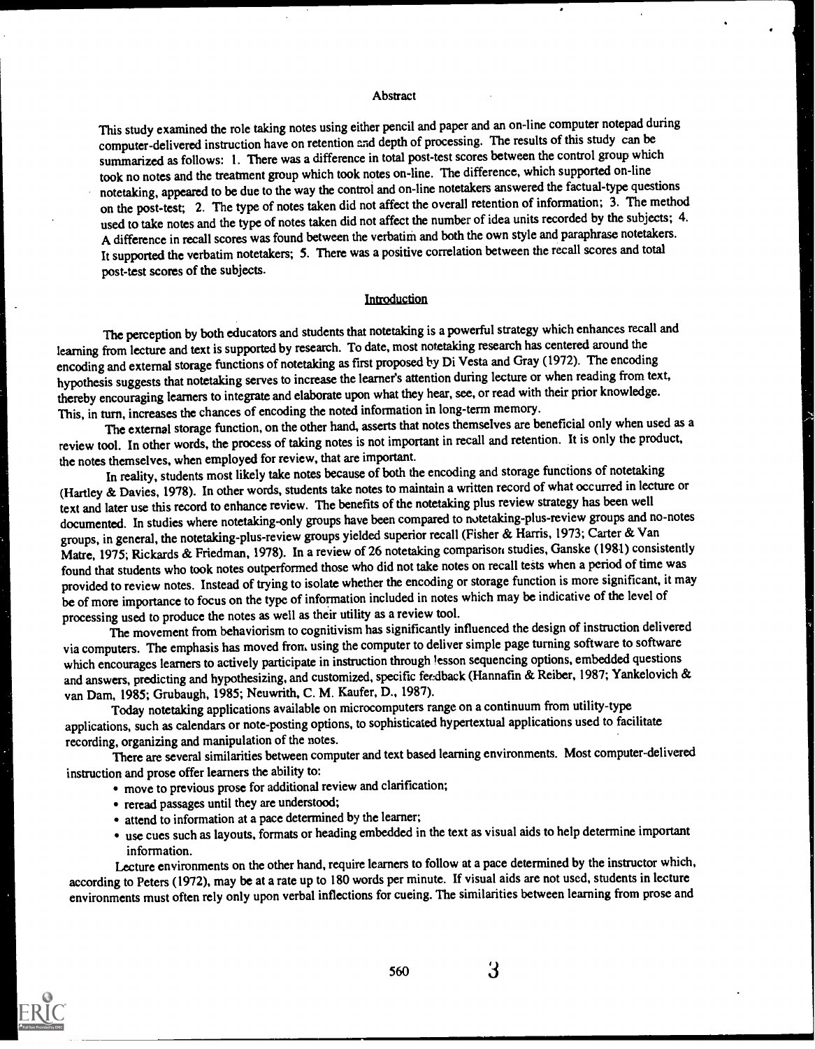## Abstract

This study examined the role taking notes using either pencil and paper and an on-line computer notepad during computer-delivered instruction have on retention and depth of processing. The results of this study can be summarized as follows: 1. There was a difference in total post-test scores between the control group which took no notes and the treatment group which took notes on-line. The difference, which supported on-line notetaking, appeared to be due to the way the control and on-line notetakers answered the factual-type questions on the post-test; 2. The type of notes taken did not affect the overall retention of information; 3. The method used to take notes and the type of notes taken did not affect the number of idea units recorded by the subjects; 4. A difference in recall scores was found between the verbatim and both the own style and paraphrase notetakers. It supported the verbatim notetakers; 5. There was a positive correlation between the recall scores and total post-test scores of the subjects.

## Introduction

The perception by both educators and students that notetaking is a powerful strategy which enhances recall and learning from lecture and text is supported by research. To date, most notetaking research has centered around the encoding and external storage functions of notetaking as first proposed by Di Vesta and Gray (1972). The encoding hypothesis suggests that notetaking serves to increase the learner's attention during lecture or when reading from text, thereby encouraging learners to integrate and elaborate upon what they hear, see, or read with their prior knowledge. This, in turn, increases the chances of encoding the noted information in long-term memory.

The external storage function, on the other hand, asserts that notes themselves are beneficial only when used as a review tool. In other words, the process of taking notes is not important in recall and retention. It is only the product, the notes themselves, when employed for review, that are important.

In reality, students most likely take notes because of both the encoding and storage functions of notetaking (Hartley & Davies, 1978). In other words, students take notes to maintain a written record of what occurred in lecture or text and later use this record to enhance review. The benefits of the notetaking plus review strategy has been well documented. In studies where notetaking-only groups have been compared to notetaking-plus-review groups and no-notes groups, in general, the notetaking-plus-review groups yielded superior recall (Fisher & Harris, 1973; Carter & Van Matre, 1975; Rickards & Friedman, 1978). In a review of 26 notetaking comparison studies, Ganske (1981) consistently found that students who took notes outperformed those who did not take notes on recall tests when a period of time was provided to review notes. Instead of trying to isolate whether the encoding or storage function is more significant, it may be of more importance to focus on the type of information included in notes which may be indicative of the level of processing used to produce the notes as well as their utility as a review tool.

The movement from behaviorism to cognitivism has significantly influenced the design of instruction delivered via computers. The emphasis has moved from using the computer to deliver simple page turning software to software which encourages learners to actively participate in instruction through lesson sequencing options, embedded questions and answers, predicting and hypothesizing, and customized, specific feedback (Hannafin & Reiber, 1987; Yankelovich & van Dam, 1985; Grubaugh, 1985; Neuwrith, C. M. Kaufer, D., 1987).

Today notetaking applications available on microcomputers range on a continuum from utility-type applications, such as calendars or note-posting options, to sophisticated hypertextual applications used to facilitate recording, organizing and manipulation of the notes.

There are several similarities between computer and text based learning environments. Most computer-delivered instruction and prose offer learners the ability to:

- move to previous prose for additional review and clarification;
- reread passages until they are understood;
- attend to information at a pace determined by the learner;
- use cues such as layouts, formats or heading embedded in the text as visual aids to help determine important information.

Lecture environments on the other hand, require learners to follow at a pace determined by the instructor which, according to Peters (1972), may be at a rate up to 180 words per minute. If visual aids are not used, students in lecture environments must often rely only upon verbal inflections for cueing. The similarities between learning from prose and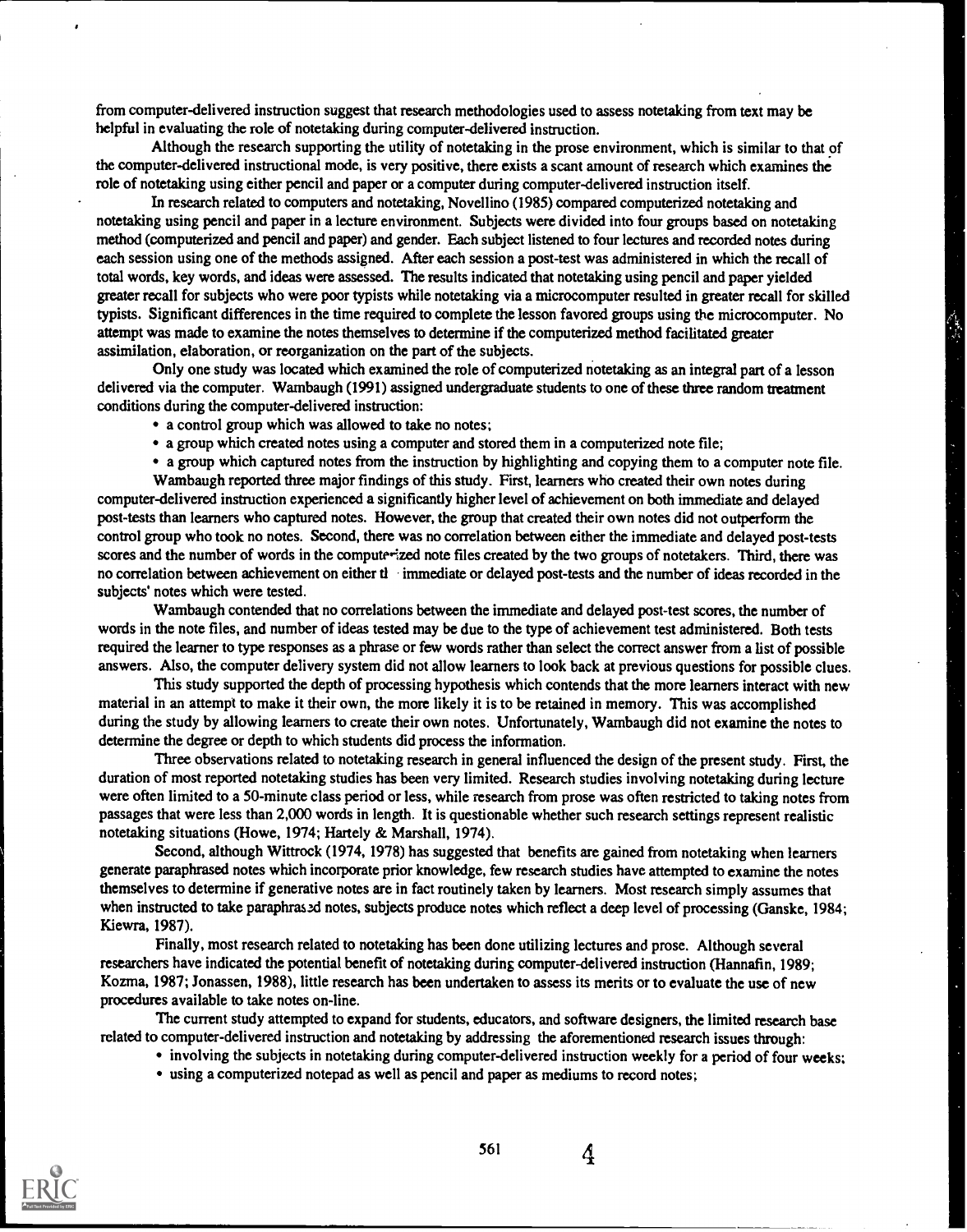from computer-delivered instruction suggest that research methodologies used to assess notetaking from text may be helpful in evaluating the role of notetaking during computer-delivered instruction.

Although the research supporting the utility of notetaking in the prose environment, which is similar to that of the computer-delivered instructional mode, is very positive, there exists a scant amount of research which examines the role of notetaking using either pencil and paper or a computer during computer-delivered instruction itself.

In research related to computers and notetaking, Novellino (1985) compared computerized notetaking and notetaking using pencil and paper in a lecture environment. Subjects were divided into four groups based on notetaking method (computerized and pencil and paper) and gender. Each subject listened to four lectures and recorded notes during each session using one of the methods assigned. After each session a post-test was administered in which the recall of total words, key words, and ideas were assessed. The results indicated that notetaking using pencil and paper yielded greater recall for subjects who were poor typists while notetaking via a microcomputer resulted in greater recall for skilled typists. Significant differences in the time required to complete the lesson favored groups using the microcomputer. No attempt was made to examine the notes themselves to determine if the computerized method facilitated greater assimilation, elaboration, or reorganization on the part of the subjects.

Only one study was located which examined the role of computerized notetaking as an integral part of a lesson delivered via the computer. Wambaugh (1991) assigned undergraduate students to one of these three random treatment conditions during the computer-delivered instruction:

- a control group which was allowed to take no notes;
- a group which created notes using a computer and stored them in a computerized note file;
- a group which captured notes from the instruction by highlighting and copying them to a computer note file.

Wambaugh reported three major findings of this study. First, learners who created their own notes during computer-delivered instruction experienced a significantly higher level of achievement on both immediate and delayed post-tests than learners who captured notes. However, the group that created their own notes did not outperform the control group who took no notes. Second, there was no correlation between either the immediate and delayed post-tests scores and the number of words in the computerized note files created by the two groups of notetakers. Third, there was no correlation between achievement on either the immediate or delayed post-tests and the number of ideas recorded in the subjects' notes which were tested.

Wambaugh contended that no correlations between the immediate and delayed post-test scores, the number of words in the note files, and number of ideas tested may be due to the type of achievement test administered. Both tests required the learner to type responses as a phrase or few words rather than select the correct answer from a list of possible answers. Also, the computer delivery system did not allow learners to look back at previous questions for possible clues.

This study supported the depth of processing hypothesis which contends that the more learners interact with new material in an attempt to make it their own, the more likely it is to be retained in memory. This was accomplished during the study by allowing learners to create their own notes. Unfortunately, Wambaugh did not examine the notes to determine the degree or depth to which students did process the information.

Three observations related to notetaking research in general influenced the design of the present study. First, the duration of most reported notetaking studies has been very limited. Research studies involving notetaking during lecture were often limited to a 50-minute class period or less, while research from prose was often restricted to taking notes from passages that were less than 2,000 words in length. It is questionable whether such research settings represent realistic notetaking situations (Howe, 1974; Hartely & Marshall, 1974).

Second, although Wittrock (1974, 1978) has suggested that benefits are gained from notetaking when learners generate paraphrased notes which incorporate prior knowledge, few research studies have attempted to examine the notes themselves to determine if generative notes are in fact routinely taken by learners. Most research simply assumes that when instructed to take paraphrased notes, subjects produce notes which reflect a deep level of processing (Ganske, 1984; Kiewra, 1987).

Finally, most research related to notetaking has been done utilizing lectures and prose. Although several researchers have indicated the potential benefit of notetaking during computer-delivered instruction (Hannafin, 1989; Kozma, 1987; Jonassen, 1988), little research has been undertaken to assess its merits or to evaluate the use of new procedures available to take notes on-line.

The current study attempted to expand for students, educators, and software designers, the limited research base related to computer-delivered instruction and notetaking by addressing the aforementioned research issues through:

- involving the subjects in notetaking during computer-delivered instruction weekly for a period of four weeks;
- using a computerized notepad as well as pencil and paper as mediums to record notes;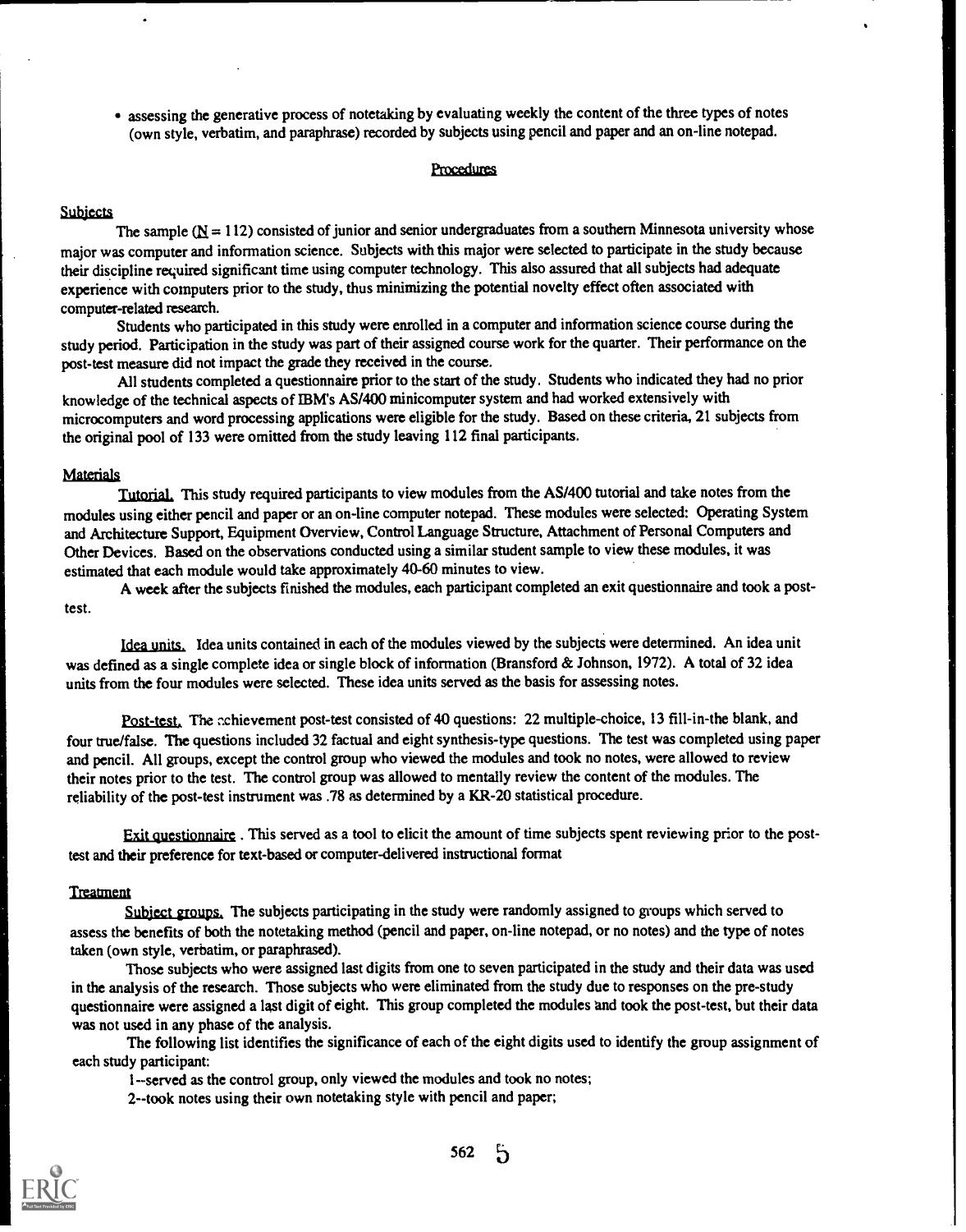- assessing the generative process of notetaking by evaluating weekly the content of the three types of notes (own style, verbatim, and paraphrase) recorded by subjects using pencil and paper and an on-line notepad.

## Procedures

### Subjects

The sample ($N$ = 112) consisted of junior and senior undergraduates from a southern Minnesota university whose major was computer and information science. Subjects with this major were selected to participate in the study because their discipline required significant time using computer technology. This also assured that all subjects had adequate experience with computers prior to the study, thus minimizing the potential novelty effect often associated with computer-related research.

Students who participated in this study were enrolled in a computer and information science course during the study period. Participation in the study was part of their assigned course work for the quarter. Their performance on the post-test measure did not impact the grade they received in the course.

All students completed a questionnaire prior to the start of the study. Students who indicated they had no prior knowledge of the technical aspects of IBM's AS/400 minicomputer system and had worked extensively with microcomputers and word processing applications were eligible for the study. Based on these criteria, 21 subjects from the original pool of 133 were omitted from the study leaving 112 final participants.

### Materials

Tutorial. This study required participants to view modules from the AS/400 tutorial and take notes from the modules using either pencil and paper or an on-line computer notepad. These modules were selected: Operating System and Architecture Support, Equipment Overview, Control Language Structure, Attachment of Personal Computers and Other Devices. Based on the observations conducted using a similar student sample to view these modules, it was estimated that each module would take approximately 40-60 minutes to view.

A week after the subjects finished the modules, each participant completed an exit questionnaire and took a post-test.

Idea units. Idea units contained in each of the modules viewed by the subjects were determined. An idea unit was defined as a single complete idea or single block of information (Bransford & Johnson, 1972). A total of 32 idea units from the four modules were selected. These idea units served as the basis for assessing notes.

Post-test. The achievement post-test consisted of 40 questions: 22 multiple-choice, 13 fill-in-the blank, and four true/false. The questions included 32 factual and eight synthesis-type questions. The test was completed using paper and pencil. All groups, except the control group who viewed the modules and took no notes, were allowed to review their notes prior to the test. The control group was allowed to mentally review the content of the modules. The reliability of the post-test instrument was .78 as determined by a KR-20 statistical procedure.

Exit questionnaire. This served as a tool to elicit the amount of time subjects spent reviewing prior to the post-test and their preference for text-based or computer-delivered instructional format

### Treatment

Subject groups. The subjects participating in the study were randomly assigned to groups which served to assess the benefits of both the notetaking method (pencil and paper, on-line notepad, or no notes) and the type of notes taken (own style, verbatim, or paraphrased).

Those subjects who were assigned last digits from one to seven participated in the study and their data was used in the analysis of the research. Those subjects who were eliminated from the study due to responses on the pre-study questionnaire were assigned a last digit of eight. This group completed the modules and took the post-test, but their data was not used in any phase of the analysis.

The following list identifies the significance of each of the eight digits used to identify the group assignment of each study participant:

1--served as the control group, only viewed the modules and took no notes;

2--took notes using their own notetaking style with pencil and paper;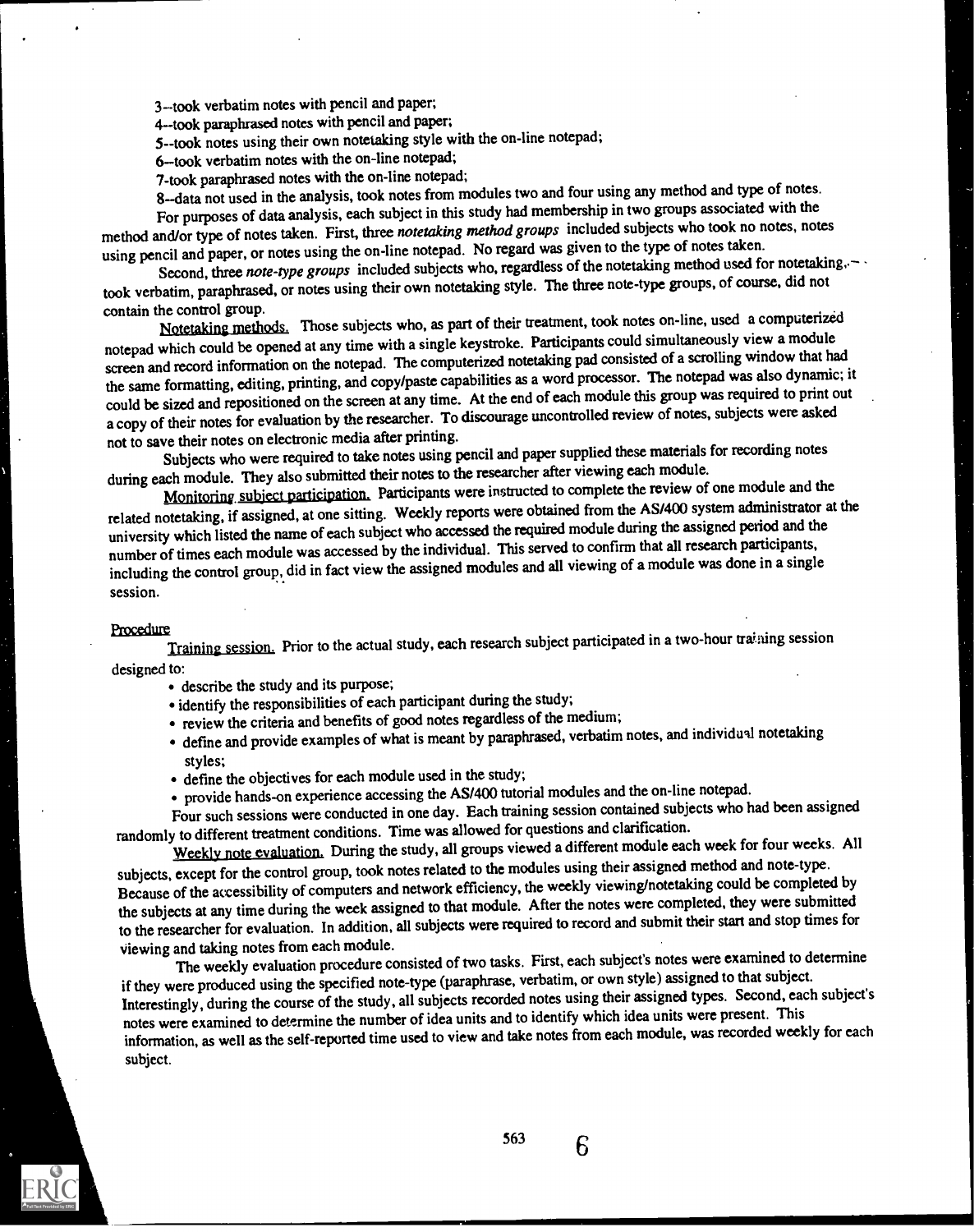3--took verbatim notes with pencil and paper;

4--took paraphrased notes with pencil and paper;

5--took notes using their own notetaking style with the on-line notepad;

6--took verbatim notes with the on-line notepad;

7-took paraphrased notes with the on-line notepad;

8--data not used in the analysis, took notes from modules two and four using any method and type of notes.

For purposes of data analysis, each subject in this study had membership in two groups associated with the method and/or type of notes taken. First, three *notetaking method groups* included subjects who took no notes, notes using pencil and paper, or notes using the on-line notepad. No regard was given to the type of notes taken.

Second, three *note-type groups* included subjects who, regardless of the notetaking method used for notetaking, took verbatim, paraphrased, or notes using their own notetaking style. The three note-type groups, of course, did not contain the control group.

Notetaking methods. Those subjects who, as part of their treatment, took notes on-line, used a computerized notepad which could be opened at any time with a single keystroke. Participants could simultaneously view a module screen and record information on the notepad. The computerized notetaking pad consisted of a scrolling window that had the same formatting, editing, printing, and copy/paste capabilities as a word processor. The notepad was also dynamic; it could be sized and repositioned on the screen at any time. At the end of each module this group was required to print out a copy of their notes for evaluation by the researcher. To discourage uncontrolled review of notes, subjects were asked not to save their notes on electronic media after printing.

Subjects who were required to take notes using pencil and paper supplied these materials for recording notes during each module. They also submitted their notes to the researcher after viewing each module.

Monitoring subject participation. Participants were instructed to complete the review of one module and the related notetaking, if assigned, at one sitting. Weekly reports were obtained from the AS/400 system administrator at the university which listed the name of each subject who accessed the required module during the assigned period and the number of times each module was accessed by the individual. This served to confirm that all research participants, including the control group, did in fact view the assigned modules and all viewing of a module was done in a single session.

Procedure

Training session. Prior to the actual study, each research subject participated in a two-hour training session designed to:

- describe the study and its purpose;
- identify the responsibilities of each participant during the study;
- review the criteria and benefits of good notes regardless of the medium;
- define and provide examples of what is meant by paraphrased, verbatim notes, and individual notetaking styles;
- define the objectives for each module used in the study;
- provide hands-on experience accessing the AS/400 tutorial modules and the on-line notepad.

Four such sessions were conducted in one day. Each training session contained subjects who had been assigned randomly to different treatment conditions. Time was allowed for questions and clarification.

Weekly note evaluation. During the study, all groups viewed a different module each week for four weeks. All subjects, except for the control group, took notes related to the modules using their assigned method and note-type. Because of the accessibility of computers and network efficiency, the weekly viewing/notetaking could be completed by the subjects at any time during the week assigned to that module. After the notes were completed, they were submitted to the researcher for evaluation. In addition, all subjects were required to record and submit their start and stop times for viewing and taking notes from each module.

The weekly evaluation procedure consisted of two tasks. First, each subject's notes were examined to determine if they were produced using the specified note-type (paraphrase, verbatim, or own style) assigned to that subject. Interestingly, during the course of the study, all subjects recorded notes using their assigned types. Second, each subject's notes were examined to determine the number of idea units and to identify which idea units were present. This information, as well as the self-reported time used to view and take notes from each module, was recorded weekly for each subject.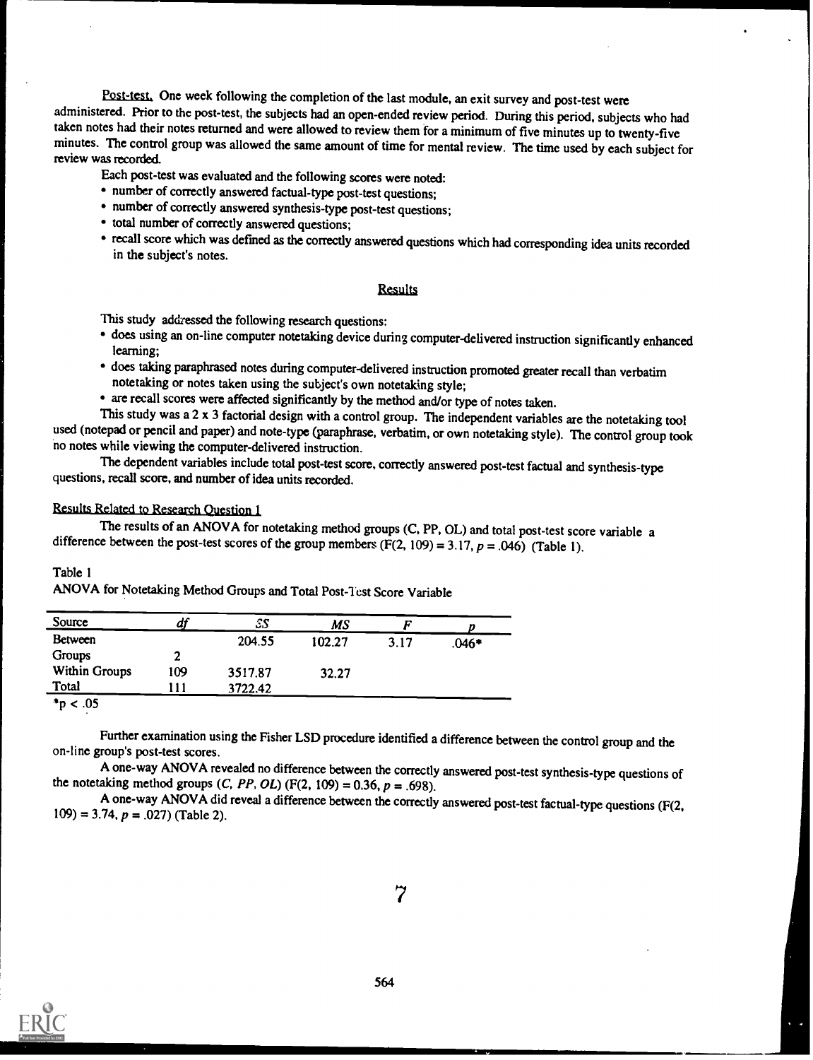Post-test. One week following the completion of the last module, an exit survey and post-test were administered. Prior to the post-test, the subjects had an open-ended review period. During this period, subjects who had taken notes had their notes returned and were allowed to review them for a minimum of five minutes up to twenty-five minutes. The control group was allowed the same amount of time for mental review. The time used by each subject for review was recorded.

Each post-test was evaluated and the following scores were noted:

- number of correctly answered factual-type post-test questions;
- number of correctly answered synthesis-type post-test questions;
- total number of correctly answered questions;
- recall score which was defined as the correctly answered questions which had corresponding idea units recorded in the subject's notes.

## Results

This study addressed the following research questions:

- does using an on-line computer notetaking device during computer-delivered instruction significantly enhanced learning;
- does taking paraphrased notes during computer-delivered instruction promoted greater recall than verbatim notetaking or notes taken using the subject's own notetaking style;
- are recall scores were affected significantly by the method and/or type of notes taken.

This study was a 2 x 3 factorial design with a control group. The independent variables are the notetaking tool used (notepad or pencil and paper) and note-type (paraphrase, verbatim, or own notetaking style). The control group took no notes while viewing the computer-delivered instruction.

The dependent variables include total post-test score, correctly answered post-test factual and synthesis-type questions, recall score, and number of idea units recorded.

### Results Related to Research Question 1

The results of an ANOVA for notetaking method groups (C, PP, OL) and total post-test score variable a difference between the post-test scores of the group members ($F(2, 109) = 3.17$, $p = .046$) (Table 1).

Table 1
ANOVA for Notetaking Method Groups and Total Post-Test Score Variable

| Source | *df* | *SS* | *MS* | *F* | *p* |
|---|---|---|---|---|---|
| Between Groups | 2 | 204.55 | 102.27 | 3.17 | .046* |
| Within Groups | 109 | 3517.87 | 32.27 | | |
| Total | 111 | 3722.42 | | | |

*p < .05

Further examination using the Fisher LSD procedure identified a difference between the control group and the on-line group's post-test scores.

A one-way ANOVA revealed no difference between the correctly answered post-test synthesis-type questions of the notetaking method groups (*C, PP, OL*) ($F(2, 109) = 0.36$, $p = .698$).

A one-way ANOVA did reveal a difference between the correctly answered post-test factual-type questions ($F(2, 109) = 3.74$, $p = .027$) (Table 2).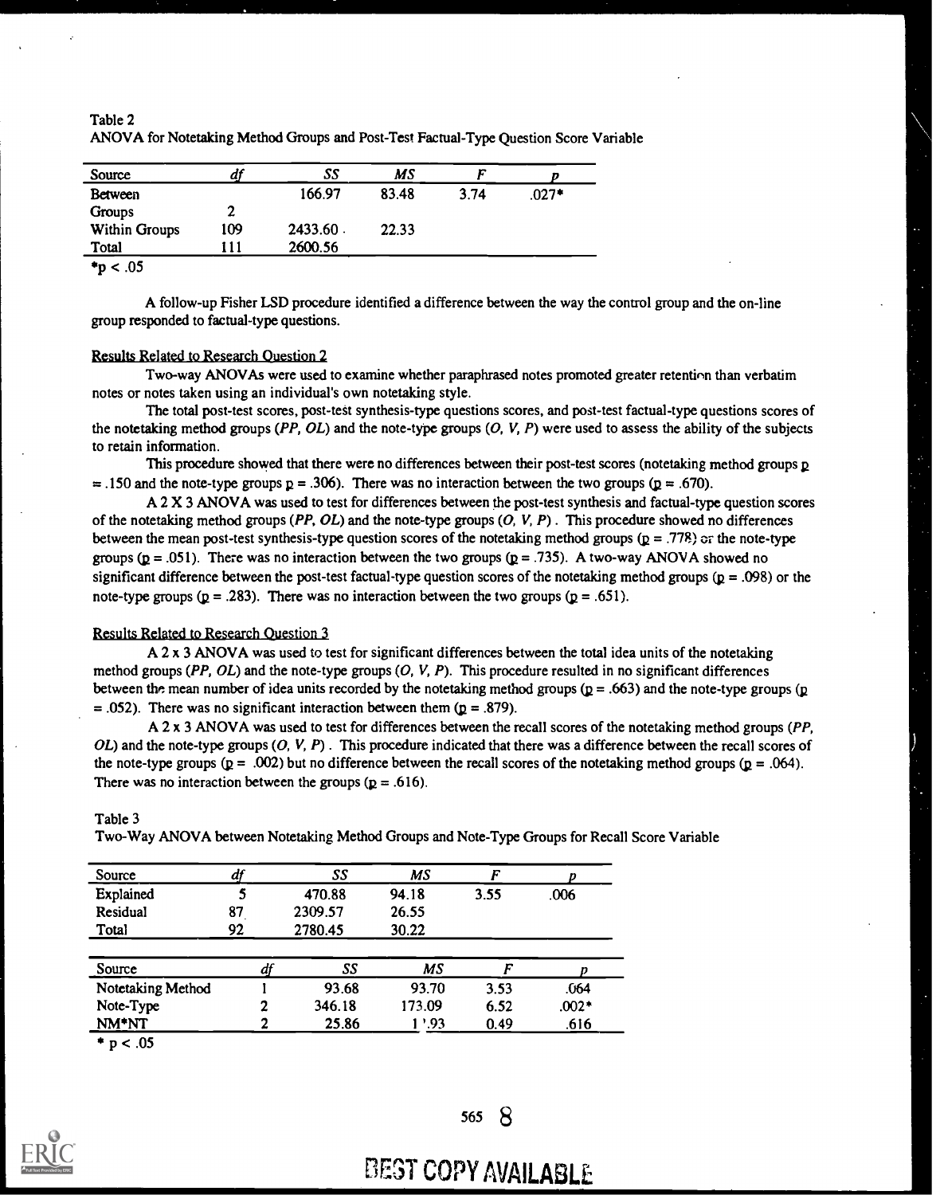Table 2
ANOVA for Notetaking Method Groups and Post-Test Factual-Type Question Score Variable

| Source | *df* | *SS* | *MS* | *F* | *p* |
|---|---|---|---|---|---|
| Between Groups | 2 | 166.97 | 83.48 | 3.74 | .027* |
| Within Groups | 109 | 2433.60 | 22.33 | | |
| Total | 111 | 2600.56 | | | |

*p < .05

A follow-up Fisher LSD procedure identified a difference between the way the control group and the on-line group responded to factual-type questions.

## Results Related to Research Question 2

Two-way ANOVAs were used to examine whether paraphrased notes promoted greater retention than verbatim notes or notes taken using an individual's own notetaking style.

The total post-test scores, post-test synthesis-type questions scores, and post-test factual-type questions scores of the notetaking method groups (*PP*, *OL*) and the note-type groups (*O*, *V*, *P*) were used to assess the ability of the subjects to retain information.

This procedure showed that there were no differences between their post-test scores (notetaking method groups $p = .150$ and the note-type groups $p = .306$). There was no interaction between the two groups ($p = .670$).

A 2 X 3 ANOVA was used to test for differences between the post-test synthesis and factual-type question scores of the notetaking method groups (*PP*, *OL*) and the note-type groups (*O*, *V*, *P*). This procedure showed no differences between the mean post-test synthesis-type question scores of the notetaking method groups ($p = .778$) or the note-type groups ($p = .051$). There was no interaction between the two groups ($p = .735$). A two-way ANOVA showed no significant difference between the post-test factual-type question scores of the notetaking method groups ($p = .098$) or the note-type groups ($p = .283$). There was no interaction between the two groups ($p = .651$).

## Results Related to Research Question 3

A 2 x 3 ANOVA was used to test for significant differences between the total idea units of the notetaking method groups (*PP*, *OL*) and the note-type groups (*O*, *V*, *P*). This procedure resulted in no significant differences between the mean number of idea units recorded by the notetaking method groups ($p = .663$) and the note-type groups ($p = .052$). There was no significant interaction between them ($p = .879$).

A 2 x 3 ANOVA was used to test for differences between the recall scores of the notetaking method groups (*PP*, *OL*) and the note-type groups (*O*, *V*, *P*). This procedure indicated that there was a difference between the recall scores of the note-type groups ($p = .002$) but no difference between the recall scores of the notetaking method groups ($p = .064$). There was no interaction between the groups ($p = .616$).

Table 3
Two-Way ANOVA between Notetaking Method Groups and Note-Type Groups for Recall Score Variable

| Source | *df* | *SS* | *MS* | *F* | *p* |
|---|---|---|---|---|---|
| Explained | 5 | 470.88 | 94.18 | 3.55 | .006 |
| Residual | 87 | 2309.57 | 26.55 | | |
| Total | 92 | 2780.45 | 30.22 | | |

| Source | *df* | *SS* | *MS* | *F* | *p* |
|---|---|---|---|---|---|
| Notetaking Method | 1 | 93.68 | 93.70 | 3.53 | .064 |
| Note-Type | 2 | 346.18 | 173.09 | 6.52 | .002* |
| NM*NT | 2 | 25.86 | 1 '.93 | 0.49 | .616 |

* p < .05

BEST COPY AVAILABLE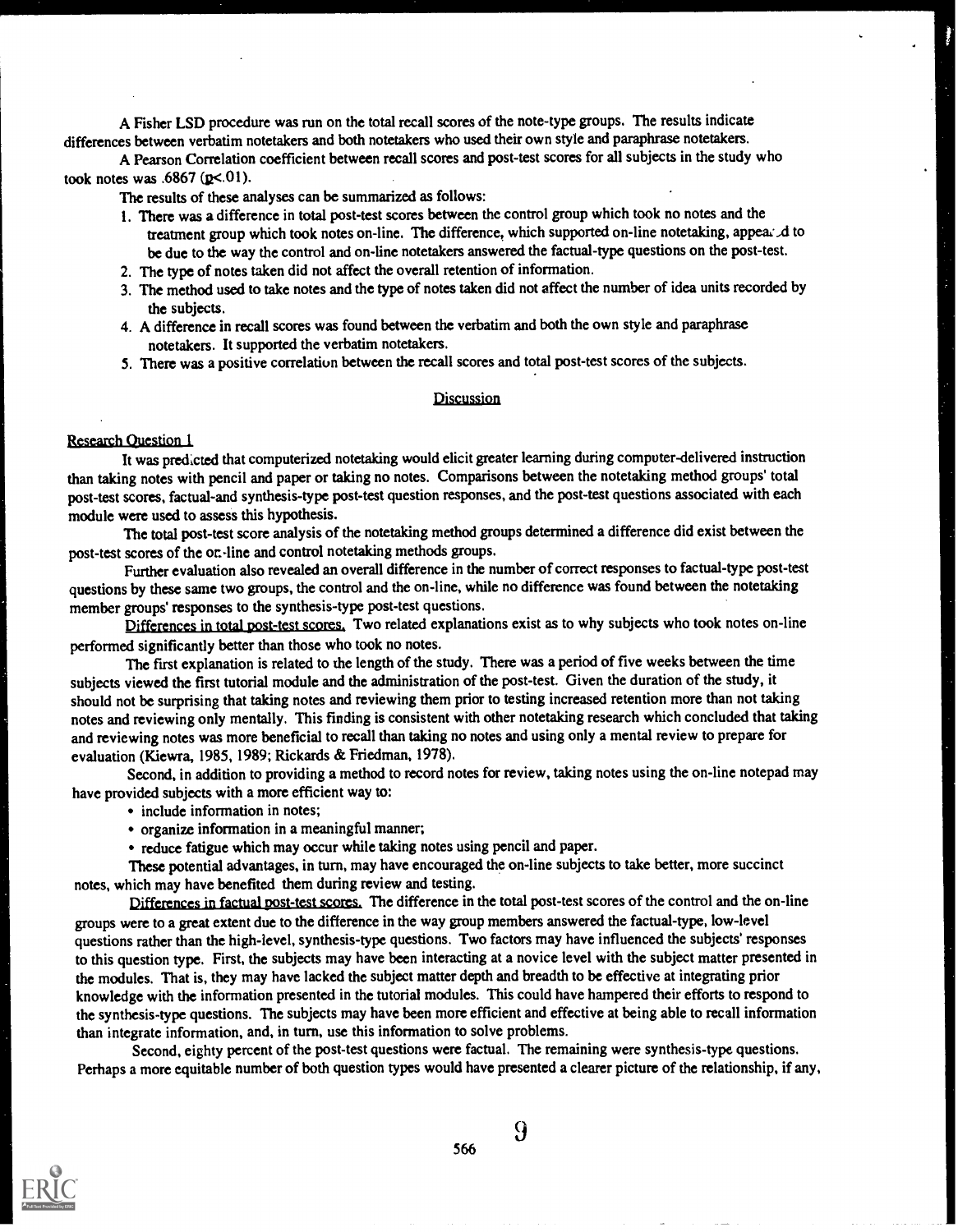A Fisher LSD procedure was run on the total recall scores of the note-type groups. The results indicate differences between verbatim notetakers and both notetakers who used their own style and paraphrase notetakers.

A Pearson Correlation coefficient between recall scores and post-test scores for all subjects in the study who took notes was .6867 ($p < .01$).

The results of these analyses can be summarized as follows:

1. There was a difference in total post-test scores between the control group which took no notes and the treatment group which took notes on-line. The difference, which supported on-line notetaking, appeared to be due to the way the control and on-line notetakers answered the factual-type questions on the post-test.
2. The type of notes taken did not affect the overall retention of information.
3. The method used to take notes and the type of notes taken did not affect the number of idea units recorded by the subjects.
4. A difference in recall scores was found between the verbatim and both the own style and paraphrase notetakers. It supported the verbatim notetakers.
5. There was a positive correlation between the recall scores and total post-test scores of the subjects.

## Discussion

### Research Question 1

It was predicted that computerized notetaking would elicit greater learning during computer-delivered instruction than taking notes with pencil and paper or taking no notes. Comparisons between the notetaking method groups' total post-test scores, factual-and synthesis-type post-test question responses, and the post-test questions associated with each module were used to assess this hypothesis.

The total post-test score analysis of the notetaking method groups determined a difference did exist between the post-test scores of the on-line and control notetaking methods groups.

Further evaluation also revealed an overall difference in the number of correct responses to factual-type post-test questions by these same two groups, the control and the on-line, while no difference was found between the notetaking member groups' responses to the synthesis-type post-test questions.

Differences in total post-test scores. Two related explanations exist as to why subjects who took notes on-line performed significantly better than those who took no notes.

The first explanation is related to the length of the study. There was a period of five weeks between the time subjects viewed the first tutorial module and the administration of the post-test. Given the duration of the study, it should not be surprising that taking notes and reviewing them prior to testing increased retention more than not taking notes and reviewing only mentally. This finding is consistent with other notetaking research which concluded that taking and reviewing notes was more beneficial to recall than taking no notes and using only a mental review to prepare for evaluation (Kiewra, 1985, 1989; Rickards & Friedman, 1978).

Second, in addition to providing a method to record notes for review, taking notes using the on-line notepad may have provided subjects with a more efficient way to:

- include information in notes;
- organize information in a meaningful manner;
- reduce fatigue which may occur while taking notes using pencil and paper.

These potential advantages, in turn, may have encouraged the on-line subjects to take better, more succinct notes, which may have benefited them during review and testing.

Differences in factual post-test scores. The difference in the total post-test scores of the control and the on-line groups were to a great extent due to the difference in the way group members answered the factual-type, low-level questions rather than the high-level, synthesis-type questions. Two factors may have influenced the subjects' responses to this question type. First, the subjects may have been interacting at a novice level with the subject matter presented in the modules. That is, they may have lacked the subject matter depth and breadth to be effective at integrating prior knowledge with the information presented in the tutorial modules. This could have hampered their efforts to respond to the synthesis-type questions. The subjects may have been more efficient and effective at being able to recall information than integrate information, and, in turn, use this information to solve problems.

Second, eighty percent of the post-test questions were factual. The remaining were synthesis-type questions. Perhaps a more equitable number of both question types would have presented a clearer picture of the relationship, if any,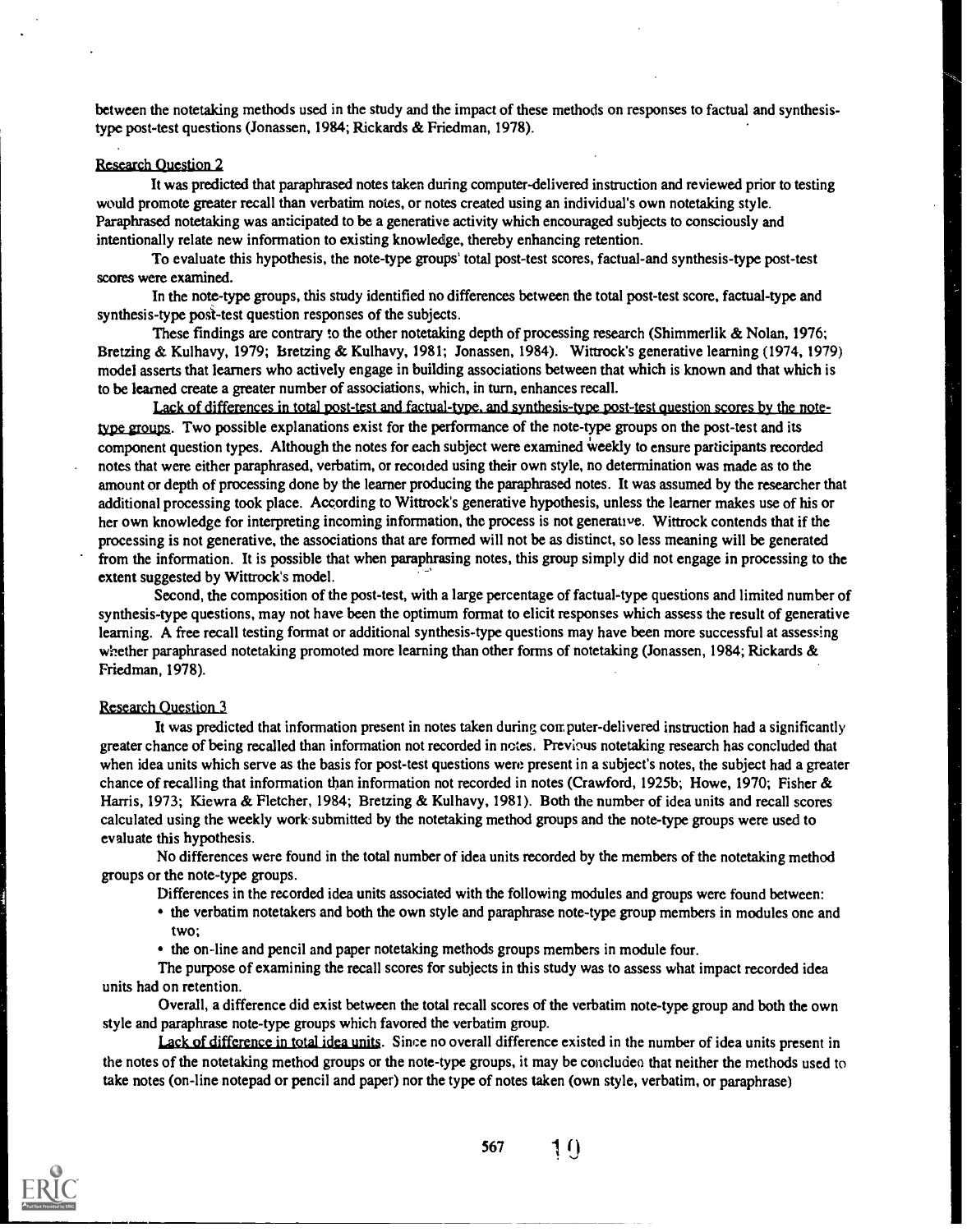between the notetaking methods used in the study and the impact of these methods on responses to factual and synthesis-type post-test questions (Jonassen, 1984; Rickards & Friedman, 1978).

## Research Question 2

It was predicted that paraphrased notes taken during computer-delivered instruction and reviewed prior to testing would promote greater recall than verbatim notes, or notes created using an individual's own notetaking style. Paraphrased notetaking was anticipated to be a generative activity which encouraged subjects to consciously and intentionally relate new information to existing knowledge, thereby enhancing retention.

To evaluate this hypothesis, the note-type groups' total post-test scores, factual-and synthesis-type post-test scores were examined.

In the note-type groups, this study identified no differences between the total post-test score, factual-type and synthesis-type post-test question responses of the subjects.

These findings are contrary to the other notetaking depth of processing research (Shimmerlik & Nolan, 1976; Bretzing & Kulhavy, 1979; Bretzing & Kulhavy, 1981; Jonassen, 1984). Wittrock's generative learning (1974, 1979) model asserts that learners who actively engage in building associations between that which is known and that which is to be learned create a greater number of associations, which, in turn, enhances recall.

Lack of differences in total post-test and factual-type, and synthesis-type post-test question scores by the note-type groups. Two possible explanations exist for the performance of the note-type groups on the post-test and its component question types. Although the notes for each subject were examined weekly to ensure participants recorded notes that were either paraphrased, verbatim, or recorded using their own style, no determination was made as to the amount or depth of processing done by the learner producing the paraphrased notes. It was assumed by the researcher that additional processing took place. According to Wittrock's generative hypothesis, unless the learner makes use of his or her own knowledge for interpreting incoming information, the process is not generative. Wittrock contends that if the processing is not generative, the associations that are formed will not be as distinct, so less meaning will be generated from the information. It is possible that when paraphrasing notes, this group simply did not engage in processing to the extent suggested by Wittrock's model.

Second, the composition of the post-test, with a large percentage of factual-type questions and limited number of synthesis-type questions, may not have been the optimum format to elicit responses which assess the result of generative learning. A free recall testing format or additional synthesis-type questions may have been more successful at assessing whether paraphrased notetaking promoted more learning than other forms of notetaking (Jonassen, 1984; Rickards & Friedman, 1978).

## Research Question 3

It was predicted that information present in notes taken during computer-delivered instruction had a significantly greater chance of being recalled than information not recorded in notes. Previous notetaking research has concluded that when idea units which serve as the basis for post-test questions were present in a subject's notes, the subject had a greater chance of recalling that information than information not recorded in notes (Crawford, 1925b; Howe, 1970; Fisher & Harris, 1973; Kiewra & Fletcher, 1984; Bretzing & Kulhavy, 1981). Both the number of idea units and recall scores calculated using the weekly work submitted by the notetaking method groups and the note-type groups were used to evaluate this hypothesis.

No differences were found in the total number of idea units recorded by the members of the notetaking method groups or the note-type groups.

Differences in the recorded idea units associated with the following modules and groups were found between:

- the verbatim notetakers and both the own style and paraphrase note-type group members in modules one and two;
- the on-line and pencil and paper notetaking methods groups members in module four.

The purpose of examining the recall scores for subjects in this study was to assess what impact recorded idea units had on retention.

Overall, a difference did exist between the total recall scores of the verbatim note-type group and both the own style and paraphrase note-type groups which favored the verbatim group.

Lack of difference in total idea units. Since no overall difference existed in the number of idea units present in the notes of the notetaking method groups or the note-type groups, it may be concluded that neither the methods used to take notes (on-line notepad or pencil and paper) nor the type of notes taken (own style, verbatim, or paraphrase)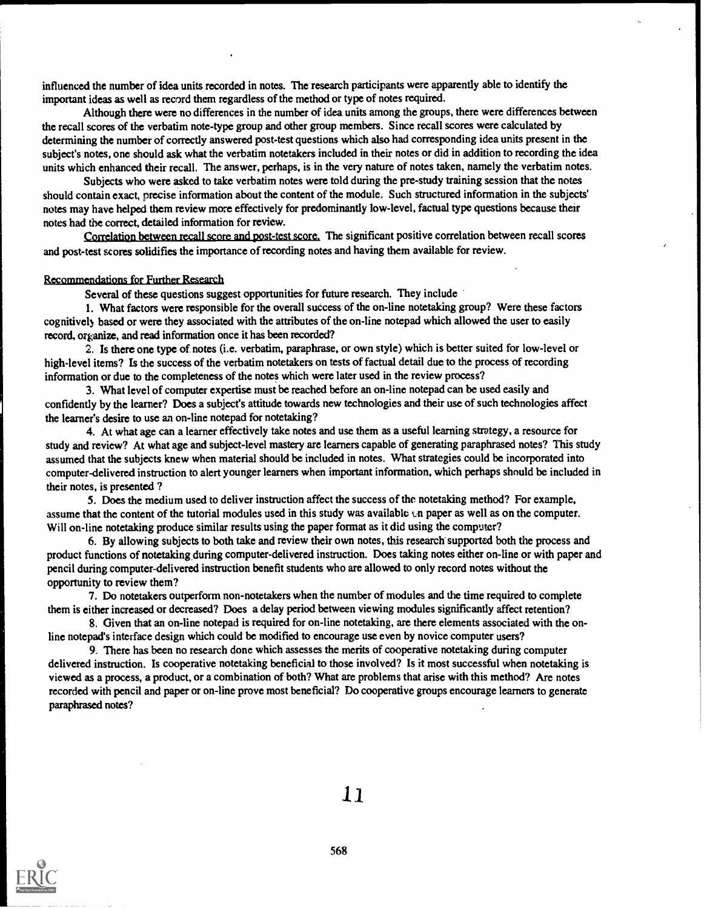influenced the number of idea units recorded in notes. The research participants were apparently able to identify the important ideas as well as record them regardless of the method or type of notes required.

Although there were no differences in the number of idea units among the groups, there were differences between the recall scores of the verbatim note-type group and other group members. Since recall scores were calculated by determining the number of correctly answered post-test questions which also had corresponding idea units present in the subject's notes, one should ask what the verbatim notetakers included in their notes or did in addition to recording the idea units which enhanced their recall. The answer, perhaps, is in the very nature of notes taken, namely the verbatim notes.

Subjects who were asked to take verbatim notes were told during the pre-study training session that the notes should contain exact, precise information about the content of the module. Such structured information in the subjects' notes may have helped them review more effectively for predominantly low-level, factual type questions because their notes had the correct, detailed information for review.

Correlation between recall score and post-test score. The significant positive correlation between recall scores and post-test scores solidifies the importance of recording notes and having them available for review.

## Recommendations for Further Research

Several of these questions suggest opportunities for future research. They include

1. What factors were responsible for the overall success of the on-line notetaking group? Were these factors cognitively based or were they associated with the attributes of the on-line notepad which allowed the user to easily record, organize, and read information once it has been recorded?

2. Is there one type of notes (i.e. verbatim, paraphrase, or own style) which is better suited for low-level or high-level items? Is the success of the verbatim notetakers on tests of factual detail due to the process of recording information or due to the completeness of the notes which were later used in the review process?

3. What level of computer expertise must be reached before an on-line notepad can be used easily and confidently by the learner? Does a subject's attitude towards new technologies and their use of such technologies affect the learner's desire to use an on-line notepad for notetaking?

4. At what age can a learner effectively take notes and use them as a useful learning strategy, a resource for study and review? At what age and subject-level mastery are learners capable of generating paraphrased notes? This study assumed that the subjects knew when material should be included in notes. What strategies could be incorporated into computer-delivered instruction to alert younger learners when important information, which perhaps should be included in their notes, is presented ?

5. Does the medium used to deliver instruction affect the success of the notetaking method? For example, assume that the content of the tutorial modules used in this study was available on paper as well as on the computer. Will on-line notetaking produce similar results using the paper format as it did using the computer?

6. By allowing subjects to both take and review their own notes, this research supported both the process and product functions of notetaking during computer-delivered instruction. Does taking notes either on-line or with paper and pencil during computer-delivered instruction benefit students who are allowed to only record notes without the opportunity to review them?

7. Do notetakers outperform non-notetakers when the number of modules and the time required to complete them is either increased or decreased? Does a delay period between viewing modules significantly affect retention?

8. Given that an on-line notepad is required for on-line notetaking, are there elements associated with the on-line notepad's interface design which could be modified to encourage use even by novice computer users?

9. There has been no research done which assesses the merits of cooperative notetaking during computer delivered instruction. Is cooperative notetaking beneficial to those involved? Is it most successful when notetaking is viewed as a process, a product, or a combination of both? What are problems that arise with this method? Are notes recorded with pencil and paper or on-line prove most beneficial? Do cooperative groups encourage learners to generate paraphrased notes?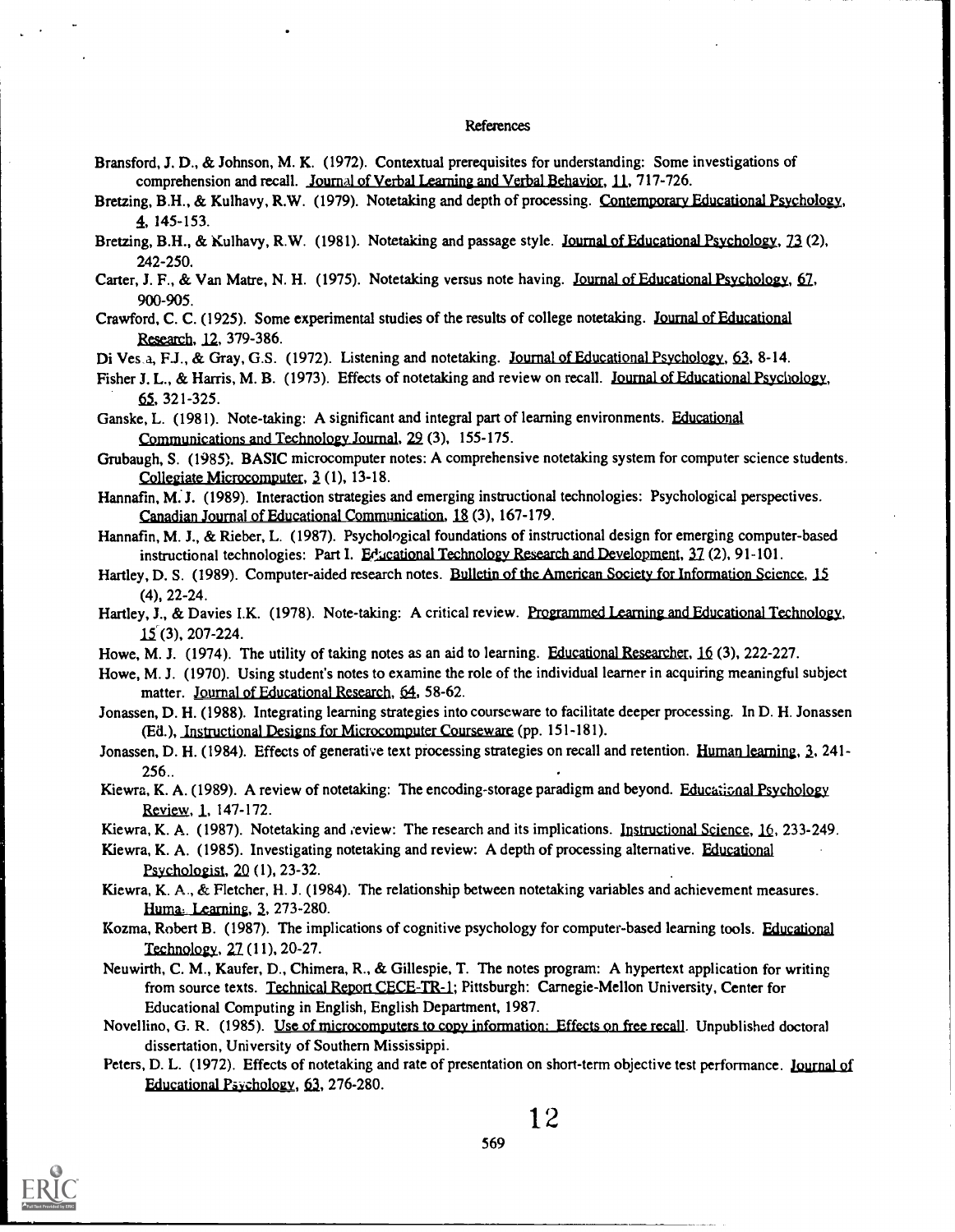# References

Bransford, J. D., & Johnson, M. K. (1972). Contextual prerequisites for understanding: Some investigations of comprehension and recall. Journal of Verbal Learning and Verbal Behavior, 11, 717-726.

Bretzing, B.H., & Kulhavy, R.W. (1979). Notetaking and depth of processing. Contemporary Educational Psychology, 4, 145-153.

Bretzing, B.H., & Kulhavy, R.W. (1981). Notetaking and passage style. Journal of Educational Psychology, 73 (2), 242-250.

Carter, J. F., & Van Matre, N. H. (1975). Notetaking versus note having. Journal of Educational Psychology, 67, 900-905.

Crawford, C. C. (1925). Some experimental studies of the results of college notetaking. Journal of Educational Research, 12, 379-386.

Di Vesta, F.J., & Gray, G.S. (1972). Listening and notetaking. Journal of Educational Psychology, 63, 8-14.

Fisher J. L., & Harris, M. B. (1973). Effects of notetaking and review on recall. Journal of Educational Psychology, 65, 321-325.

Ganske, L. (1981). Note-taking: A significant and integral part of learning environments. Educational Communications and Technology Journal, 29 (3), 155-175.

Grubaugh, S. (1985). BASIC microcomputer notes: A comprehensive notetaking system for computer science students. Collegiate Microcomputer, 3 (1), 13-18.

Hannafin, M. J. (1989). Interaction strategies and emerging instructional technologies: Psychological perspectives. Canadian Journal of Educational Communication, 18 (3), 167-179.

Hannafin, M. J., & Rieber, L. (1987). Psychological foundations of instructional design for emerging computer-based instructional technologies: Part I. Educational Technology Research and Development, 37 (2), 91-101.

Hartley, D. S. (1989). Computer-aided research notes. Bulletin of the American Society for Information Science, 15 (4), 22-24.

Hartley, J., & Davies I.K. (1978). Note-taking: A critical review. Programmed Learning and Educational Technology, 15 (3), 207-224.

Howe, M. J. (1974). The utility of taking notes as an aid to learning. Educational Researcher, 16 (3), 222-227.

Howe, M. J. (1970). Using student's notes to examine the role of the individual learner in acquiring meaningful subject matter. Journal of Educational Research, 64, 58-62.

Jonassen, D. H. (1988). Integrating learning strategies into courseware to facilitate deeper processing. In D. H. Jonassen (Ed.), Instructional Designs for Microcomputer Courseware (pp. 151-181).

Jonassen, D. H. (1984). Effects of generative text processing strategies on recall and retention. Human learning, 3, 241-256..

Kiewra, K. A. (1989). A review of notetaking: The encoding-storage paradigm and beyond. Educational Psychology Review, 1, 147-172.

Kiewra, K. A. (1987). Notetaking and review: The research and its implications. Instructional Science, 16, 233-249.

Kiewra, K. A. (1985). Investigating notetaking and review: A depth of processing alternative. Educational Psychologist, 20 (1), 23-32.

Kiewra, K. A., & Fletcher, H. J. (1984). The relationship between notetaking variables and achievement measures. Human Learning, 3, 273-280.

Kozma, Robert B. (1987). The implications of cognitive psychology for computer-based learning tools. Educational Technology, 27 (11), 20-27.

Neuwirth, C. M., Kaufer, D., Chimera, R., & Gillespie, T. The notes program: A hypertext application for writing from source texts. Technical Report CECE-TR-1; Pittsburgh: Carnegie-Mellon University, Center for Educational Computing in English, English Department, 1987.

Novellino, G. R. (1985). Use of microcomputers to copy information: Effects on free recall. Unpublished doctoral dissertation, University of Southern Mississippi.

Peters, D. L. (1972). Effects of notetaking and rate of presentation on short-term objective test performance. Journal of Educational Psychology, 63, 276-280.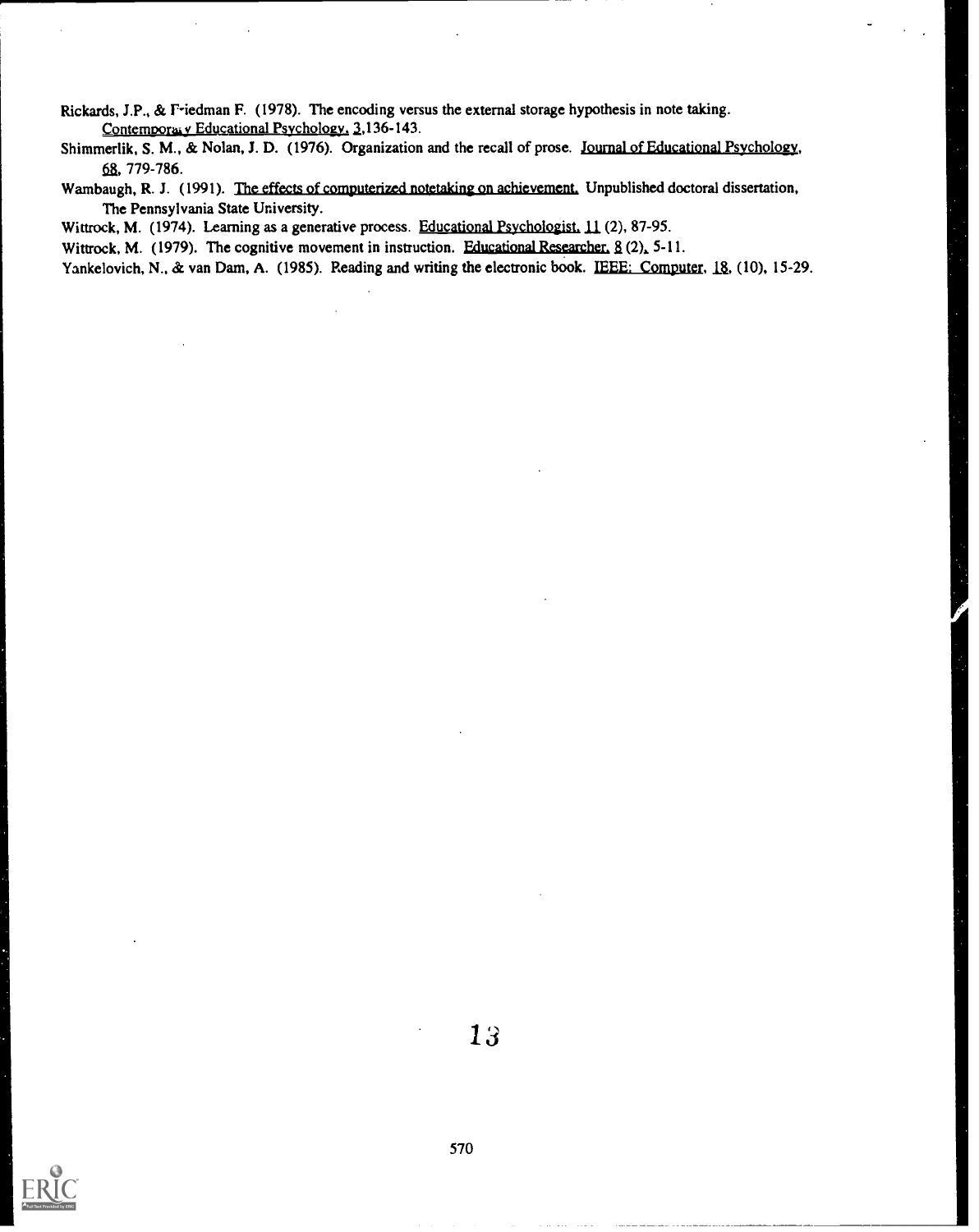Rickards, J.P., & Friedman F. (1978). The encoding versus the external storage hypothesis in note taking. Contemporary Educational Psychology, 3, 136-143.

Shimmerlik, S. M., & Nolan, J. D. (1976). Organization and the recall of prose. Journal of Educational Psychology, 68, 779-786.

Wambaugh, R. J. (1991). The effects of computerized notetaking on achievement. Unpublished doctoral dissertation, The Pennsylvania State University.

Wittrock, M. (1974). Learning as a generative process. Educational Psychologist, 11 (2), 87-95.

Wittrock, M. (1979). The cognitive movement in instruction. Educational Researcher, 8 (2), 5-11.

Yankelovich, N., & van Dam, A. (1985). Reading and writing the electronic book. IEEE: Computer, 18, (10), 15-29.